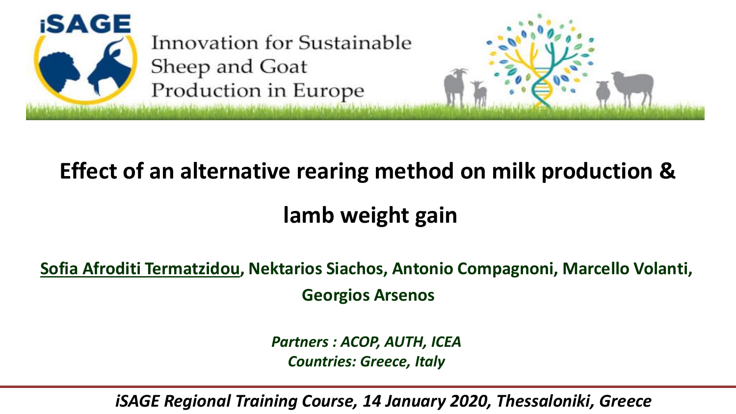iSAGE

Innovation for Sustainable Sheep and Goat Production in Europe

# Effect of an alternative rearing method on milk production & lamb weight gain

**Sofia Afroditi Termatzidou, Nektarios Siachos, Antonio Compagnoni, Marcello Volanti, Georgios Arsenos**

***Partners : ACOP, AUTH, ICEA***
***Countries: Greece, Italy***

***iSAGE Regional Training Course, 14 January 2020, Thessaloniki, Greece***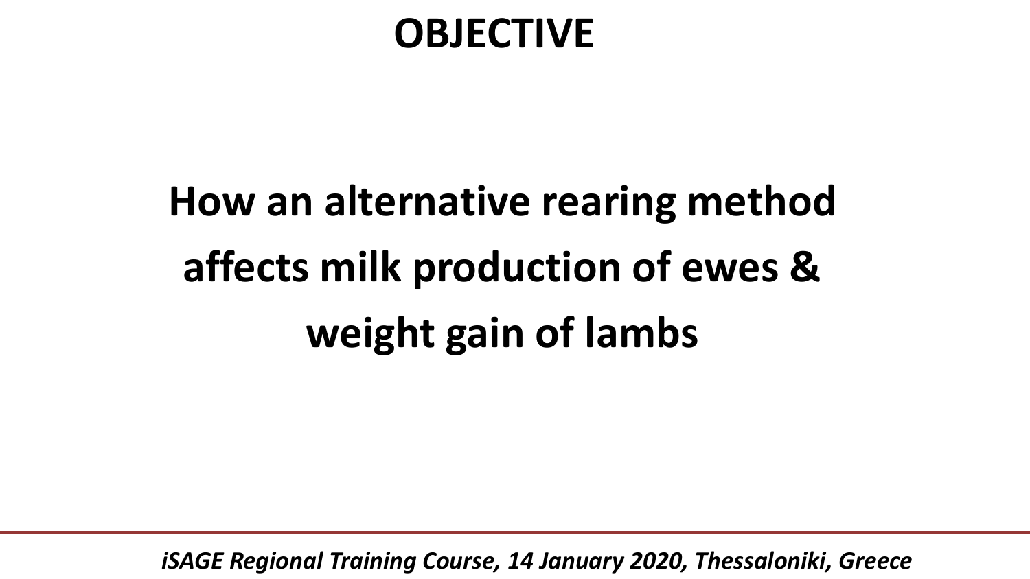# OBJECTIVE

**How an alternative rearing method affects milk production of ewes & weight gain of lambs**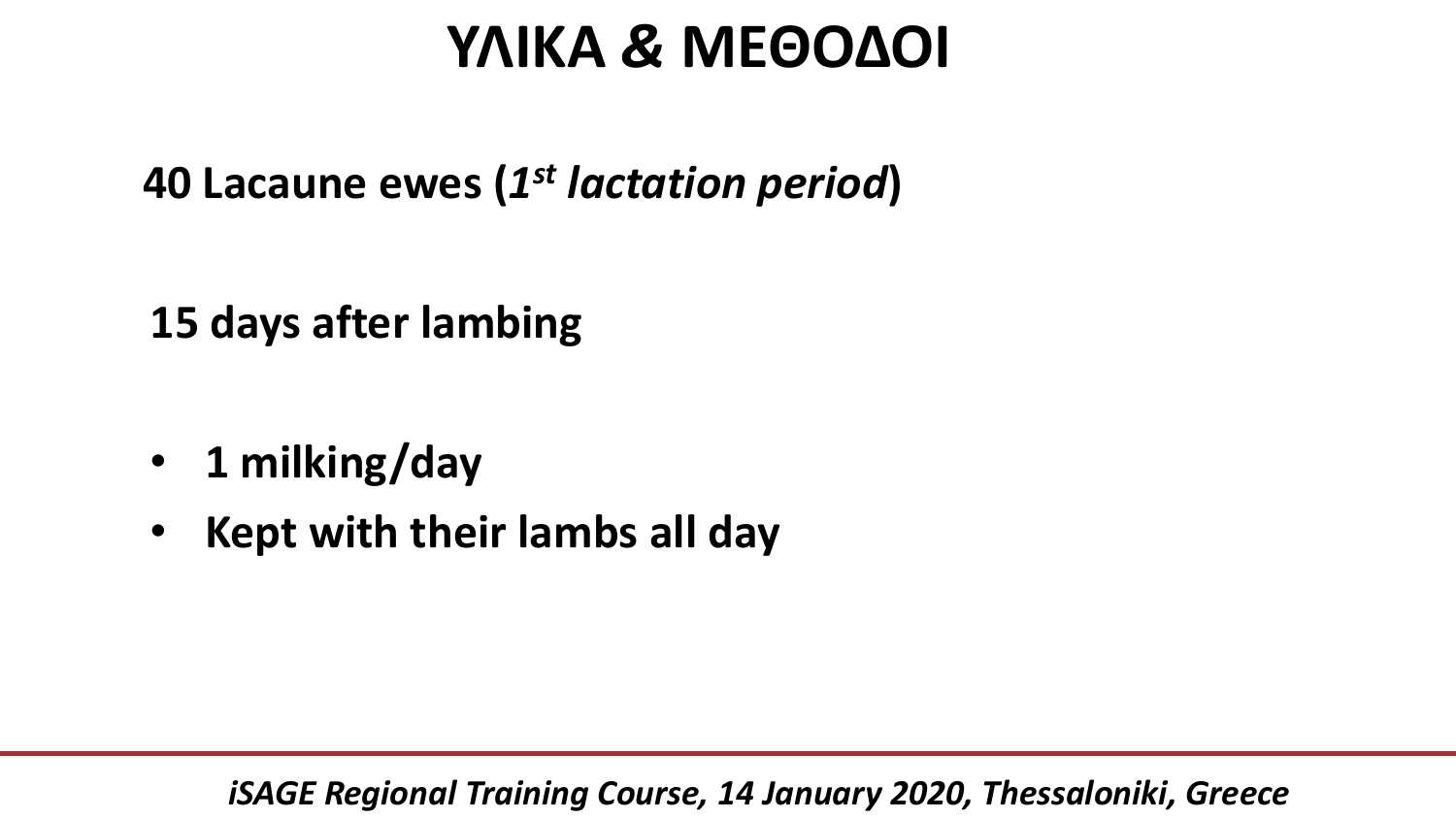# ΥΛΙΚΑ & ΜΕΘΟΔΟΙ

**40 Lacaune ewes (*1st lactation period*)**

**15 days after lambing**

- **1 milking/day**
- **Kept with their lambs all day**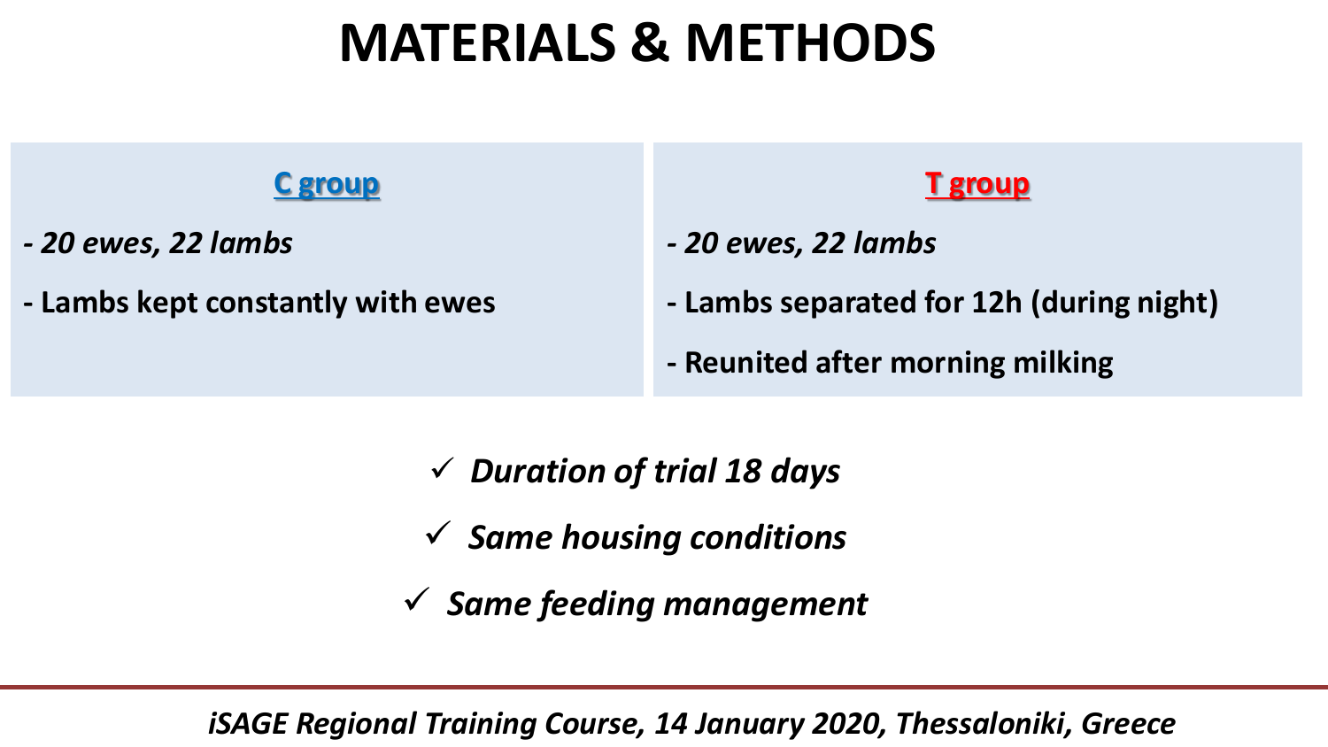# MATERIALS & METHODS

**C group**

- *20 ewes, 22 lambs*
- Lambs kept constantly with ewes

**T group**

- *20 ewes, 22 lambs*
- Lambs separated for 12h (during night)
- Reunited after morning milking

✓ *Duration of trial 18 days*

✓ *Same housing conditions*

✓ *Same feeding management*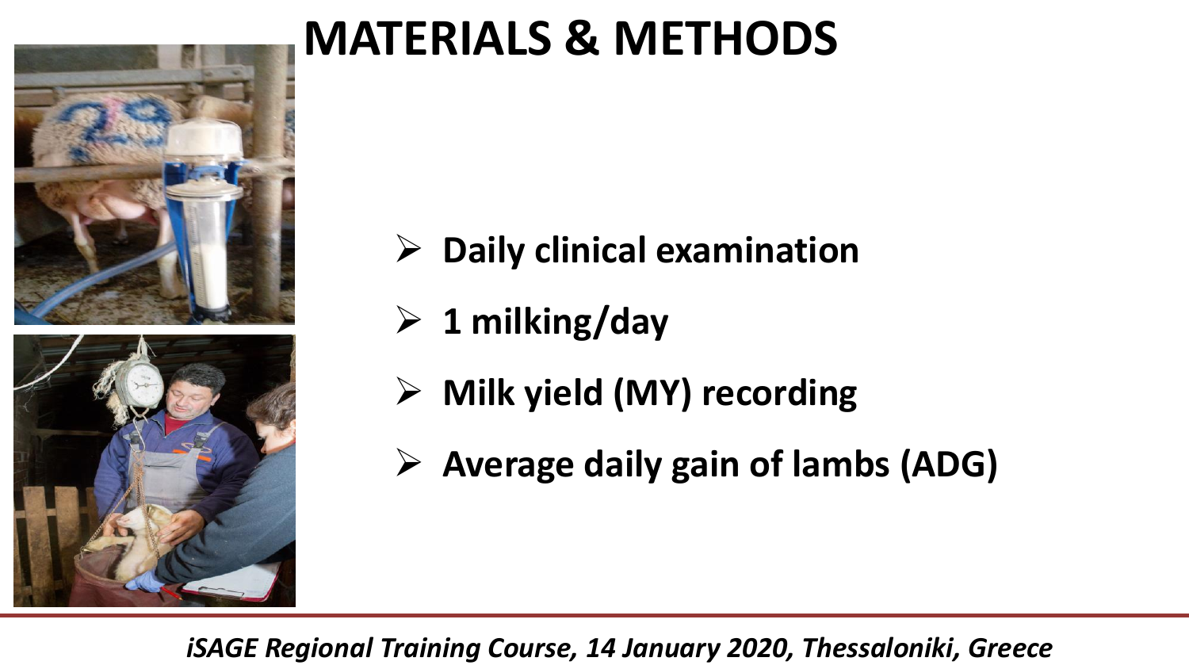# MATERIALS & METHODS

- **Daily clinical examination**
- **1 milking/day**
- **Milk yield (MY) recording**
- **Average daily gain of lambs (ADG)**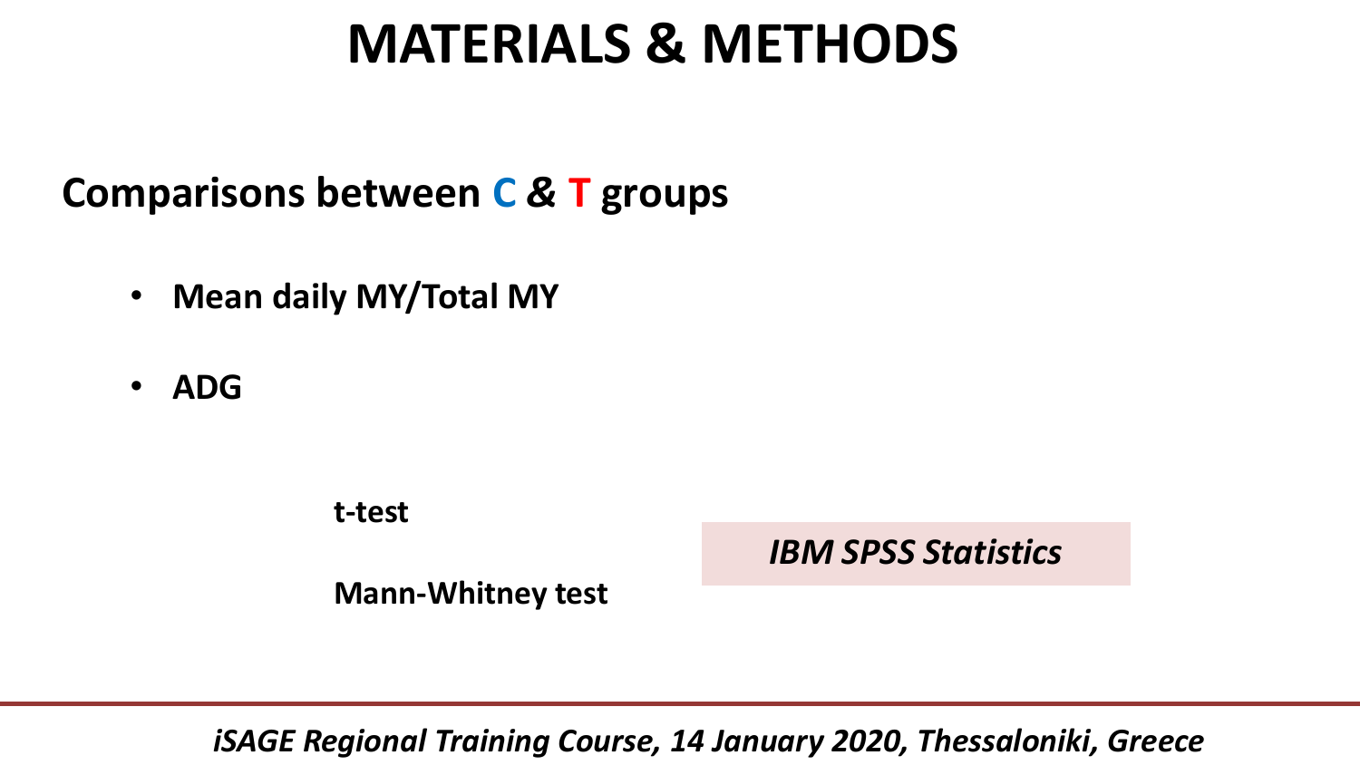# MATERIALS & METHODS

## Comparisons between C & T groups

- **Mean daily MY/Total MY**
- **ADG**

**t-test**

**Mann-Whitney test**

***IBM SPSS Statistics***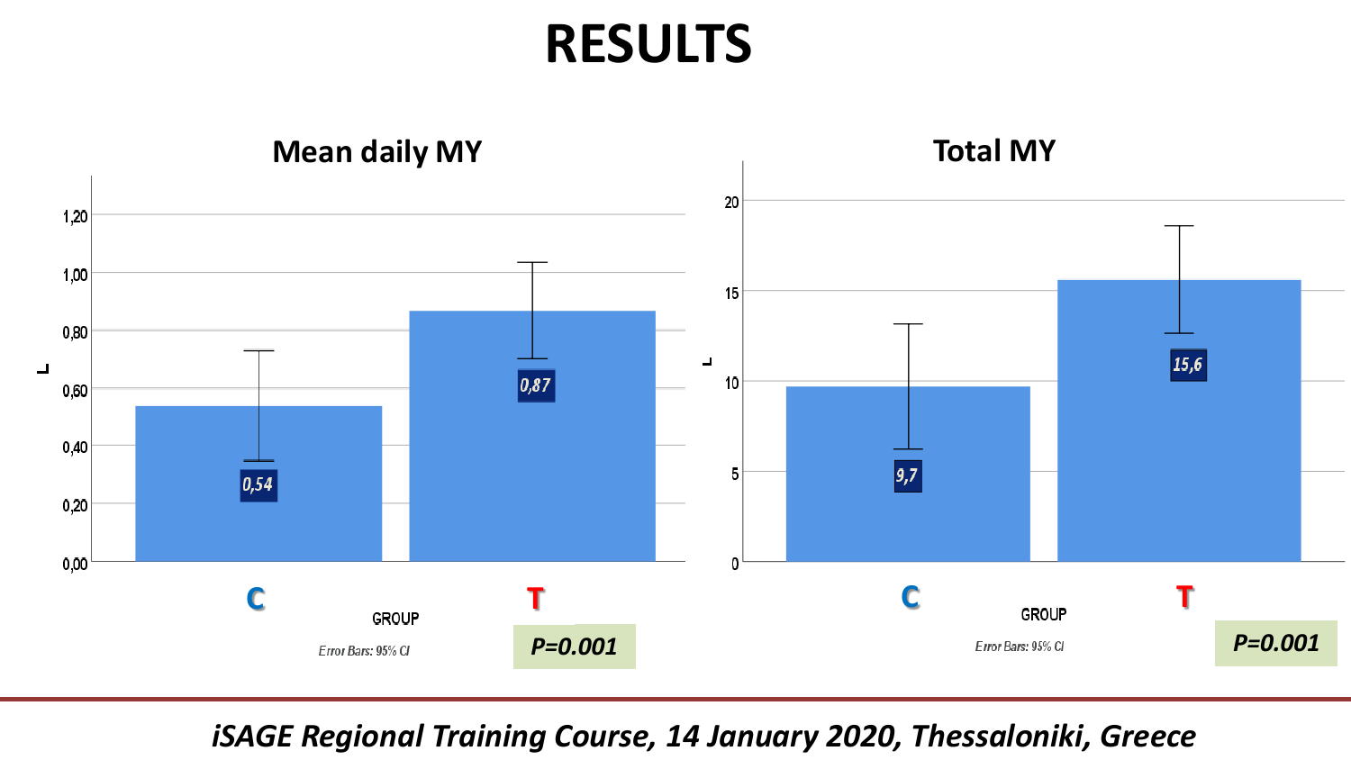# RESULTS

## Mean daily MY

L

1,20
1,00
0,80
0,60
0,40
0,20
0,00

0,54
0,87

C
T

GROUP

Error Bars: 95% CI

**P=0.001**

## Total MY

L

20
15
10
5
0

9,7
15,6

C
T

GROUP

Error Bars: 95% CI

**P=0.001**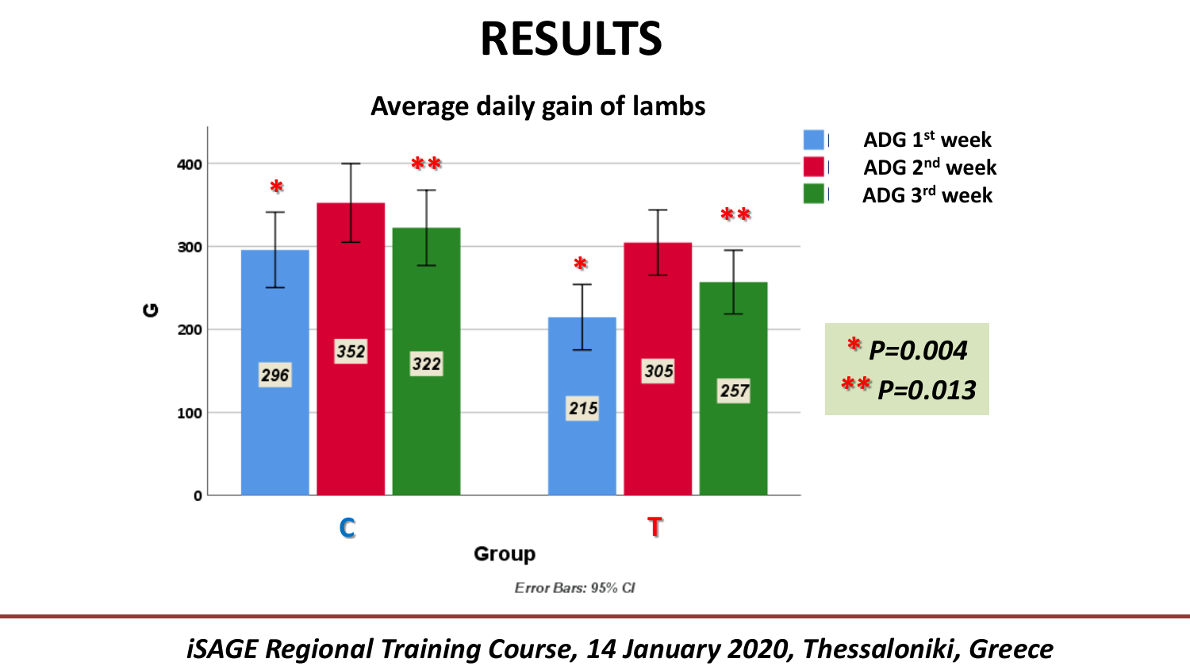# RESULTS

Average daily gain of lambs

400
300
200
100
0

G

296
352
322
215
305
257

\*
\*\*
\*
\*\*

C
T

Group

Error Bars: 95% CI

ADG 1st week
ADG 2nd week
ADG 3rd week

\* P=0.004
\*\* P=0.013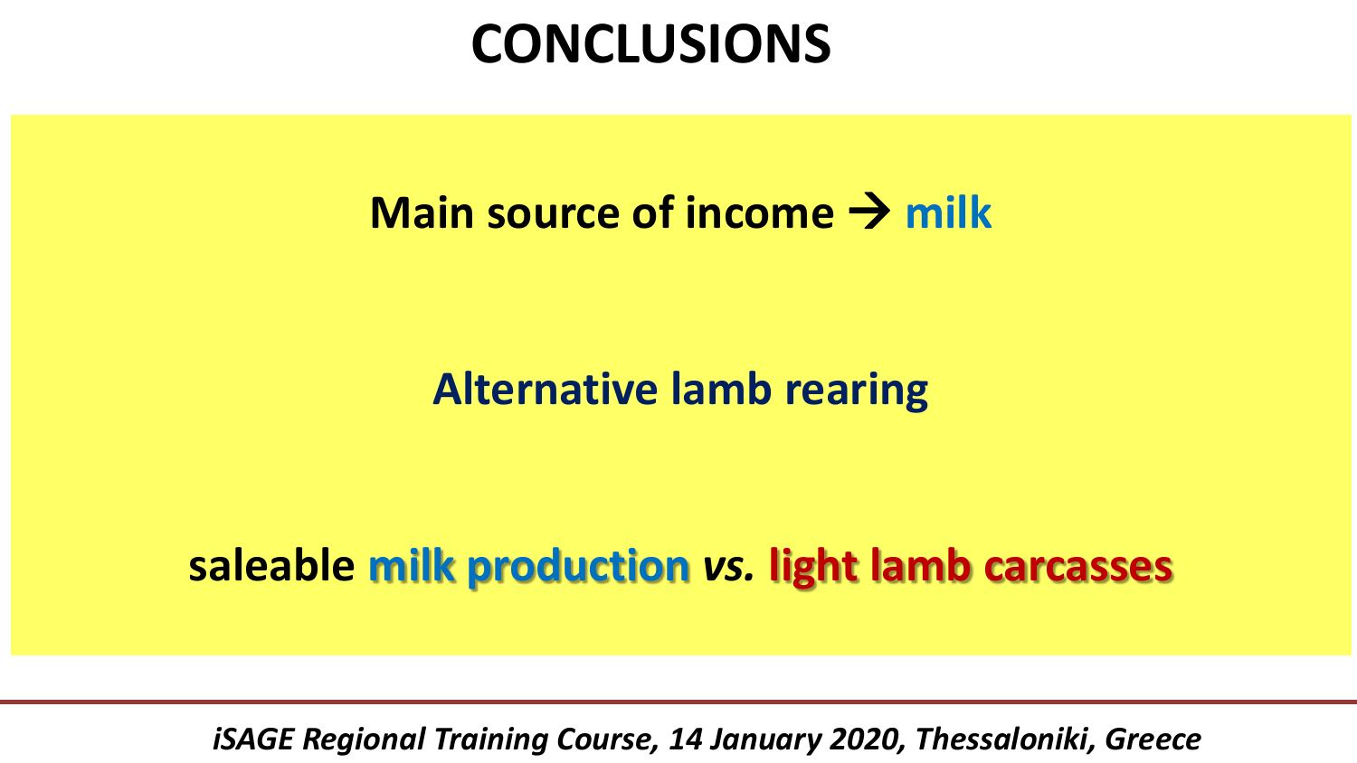# CONCLUSIONS

**Main source of income → milk**

**Alternative lamb rearing**

**saleable milk production *vs.* light lamb carcasses**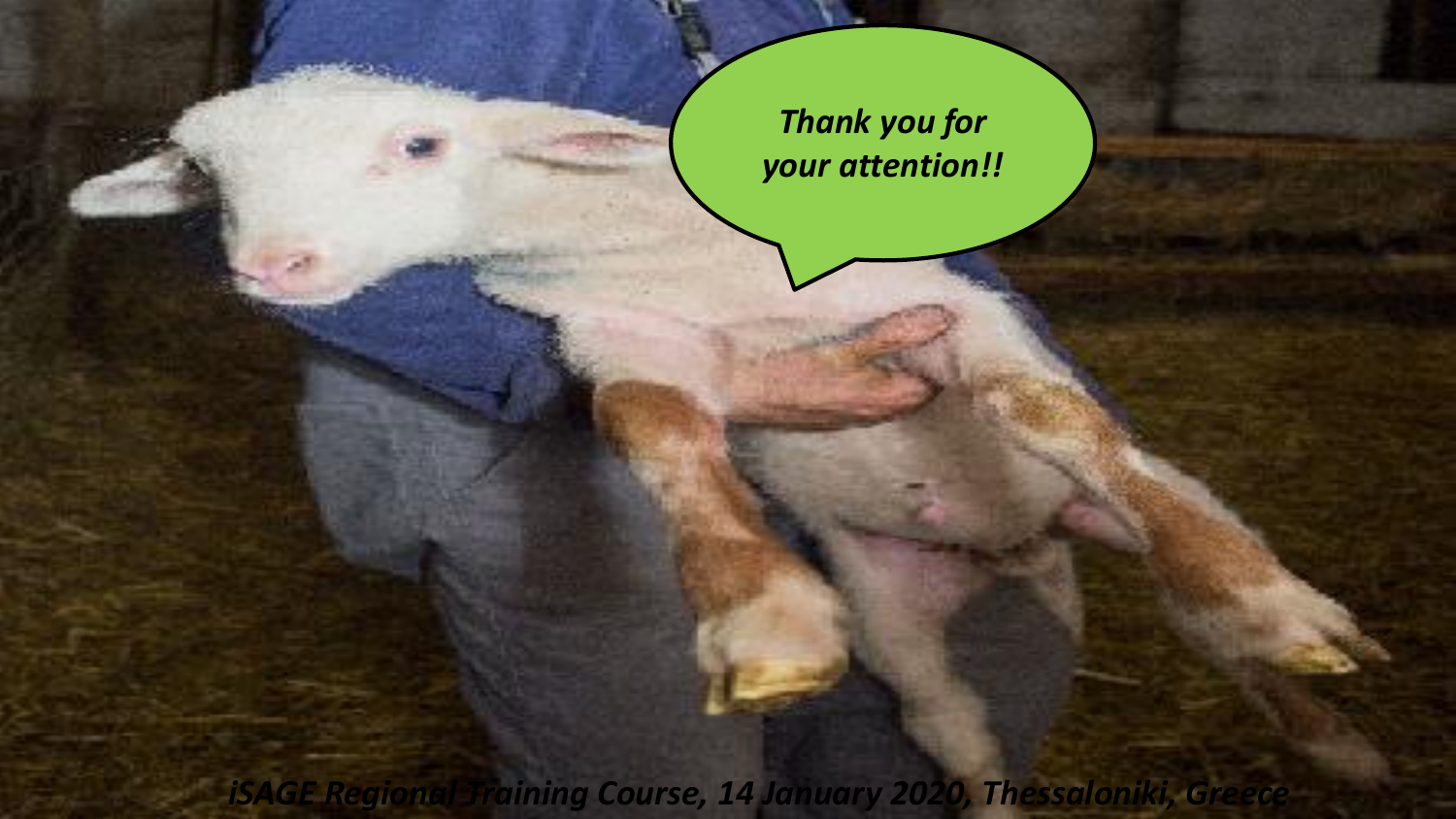*Thank you for your attention!!*

*iSAGE Regional Training Course, 14 January 2020, Thessaloniki, Greece*